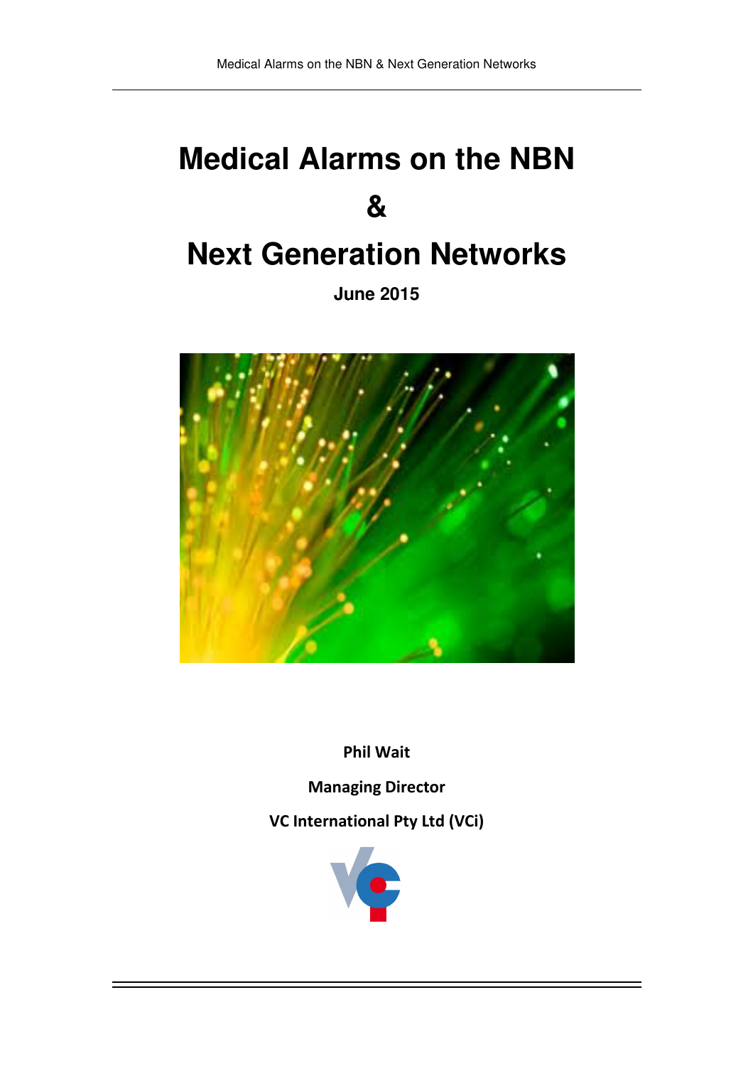# Medical Alarms on the NBN

# &

# Next Generation Networks

**June 2015**

**Phil Wait**

**Managing Director**

**VC International Pty Ltd (VCi)**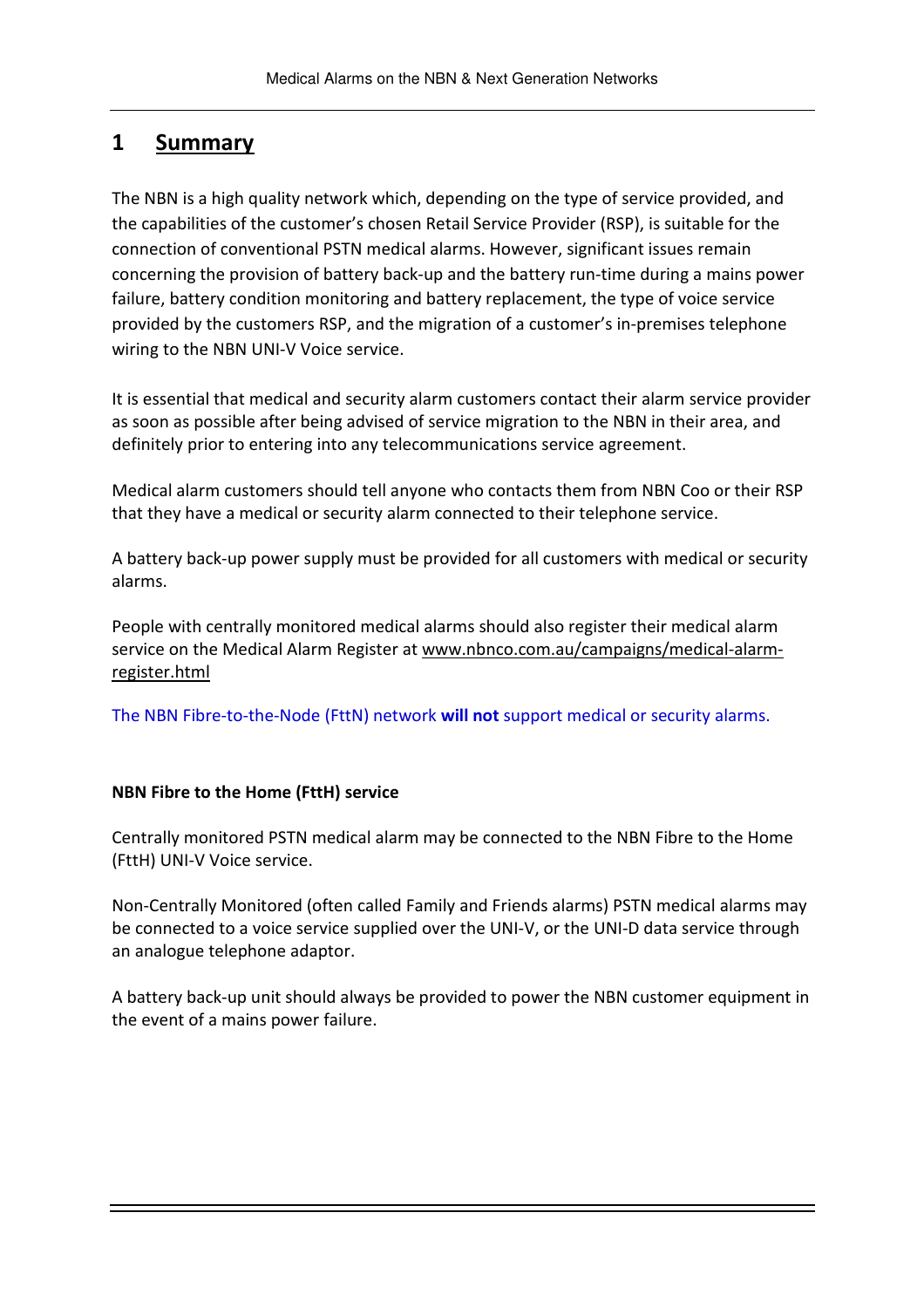# 1 Summary

The NBN is a high quality network which, depending on the type of service provided, and the capabilities of the customer's chosen Retail Service Provider (RSP), is suitable for the connection of conventional PSTN medical alarms. However, significant issues remain concerning the provision of battery back-up and the battery run-time during a mains power failure, battery condition monitoring and battery replacement, the type of voice service provided by the customers RSP, and the migration of a customer's in-premises telephone wiring to the NBN UNI-V Voice service.

It is essential that medical and security alarm customers contact their alarm service provider as soon as possible after being advised of service migration to the NBN in their area, and definitely prior to entering into any telecommunications service agreement.

Medical alarm customers should tell anyone who contacts them from NBN Coo or their RSP that they have a medical or security alarm connected to their telephone service.

A battery back-up power supply must be provided for all customers with medical or security alarms.

People with centrally monitored medical alarms should also register their medical alarm service on the Medical Alarm Register at www.nbnco.com.au/campaigns/medical-alarm-register.html

The NBN Fibre-to-the-Node (FttN) network **will not** support medical or security alarms.

**NBN Fibre to the Home (FttH) service**

Centrally monitored PSTN medical alarm may be connected to the NBN Fibre to the Home (FttH) UNI-V Voice service.

Non-Centrally Monitored (often called Family and Friends alarms) PSTN medical alarms may be connected to a voice service supplied over the UNI-V, or the UNI-D data service through an analogue telephone adaptor.

A battery back-up unit should always be provided to power the NBN customer equipment in the event of a mains power failure.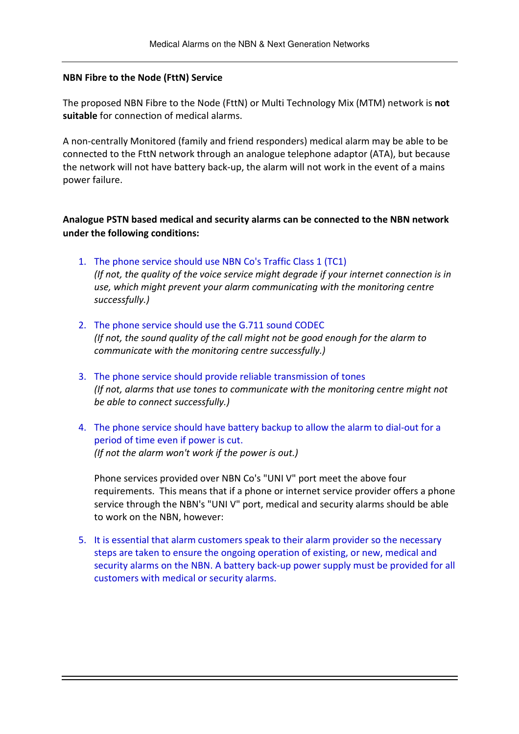**NBN Fibre to the Node (FttN) Service**

The proposed NBN Fibre to the Node (FttN) or Multi Technology Mix (MTM) network is **not suitable** for connection of medical alarms.

A non-centrally Monitored (family and friend responders) medical alarm may be able to be connected to the FttN network through an analogue telephone adaptor (ATA), but because the network will not have battery back-up, the alarm will not work in the event of a mains power failure.

**Analogue PSTN based medical and security alarms can be connected to the NBN network under the following conditions:**

1. The phone service should use NBN Co's Traffic Class 1 (TC1)
   *(If not, the quality of the voice service might degrade if your internet connection is in use, which might prevent your alarm communicating with the monitoring centre successfully.)*

2. The phone service should use the G.711 sound CODEC
   *(If not, the sound quality of the call might not be good enough for the alarm to communicate with the monitoring centre successfully.)*

3. The phone service should provide reliable transmission of tones
   *(If not, alarms that use tones to communicate with the monitoring centre might not be able to connect successfully.)*

4. The phone service should have battery backup to allow the alarm to dial-out for a period of time even if power is cut.
   *(If not the alarm won't work if the power is out.)*

   Phone services provided over NBN Co's "UNI V" port meet the above four requirements. This means that if a phone or internet service provider offers a phone service through the NBN's "UNI V" port, medical and security alarms should be able to work on the NBN, however:

5. It is essential that alarm customers speak to their alarm provider so the necessary steps are taken to ensure the ongoing operation of existing, or new, medical and security alarms on the NBN. A battery back-up power supply must be provided for all customers with medical or security alarms.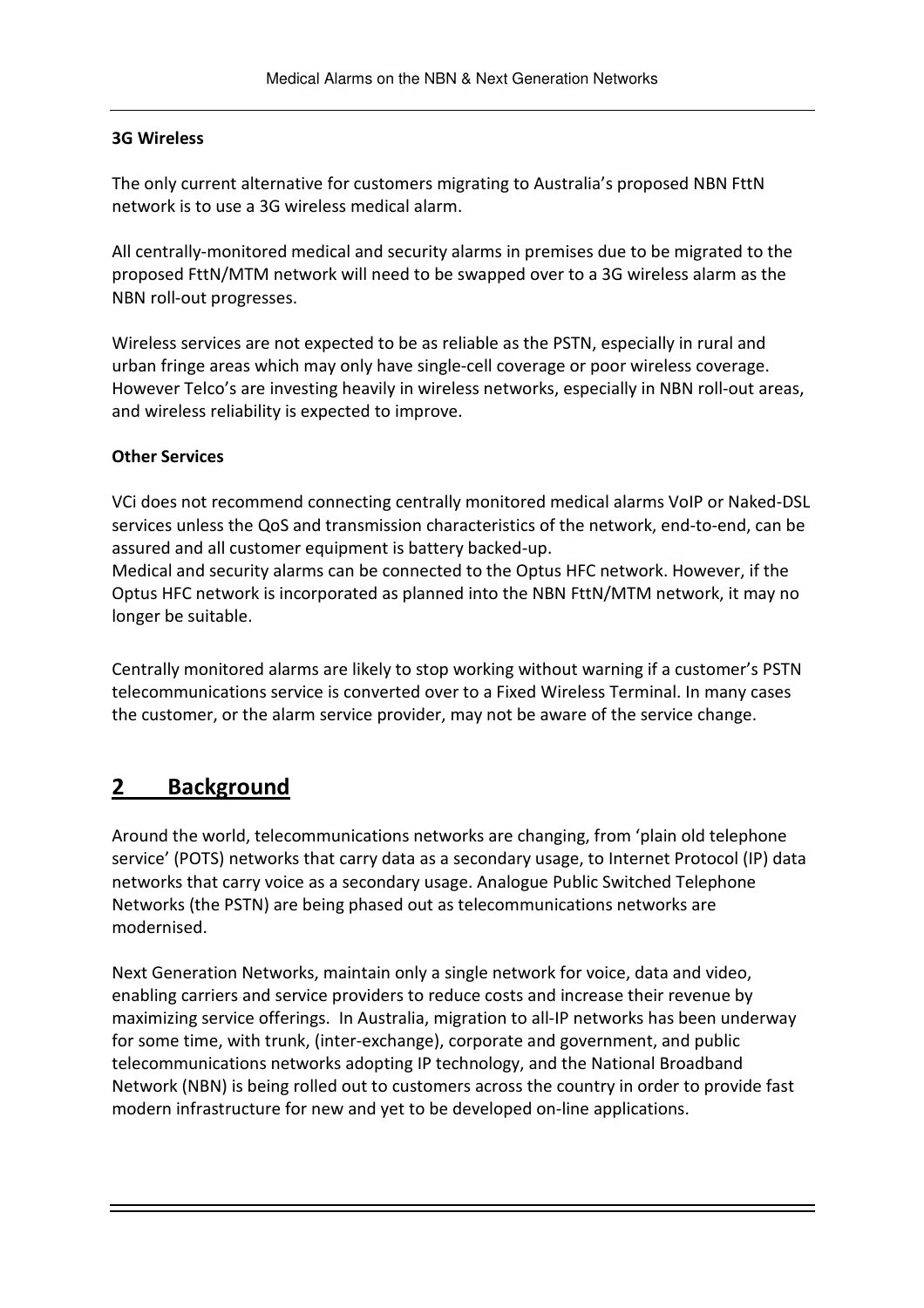**3G Wireless**

The only current alternative for customers migrating to Australia's proposed NBN FttN network is to use a 3G wireless medical alarm.

All centrally-monitored medical and security alarms in premises due to be migrated to the proposed FttN/MTM network will need to be swapped over to a 3G wireless alarm as the NBN roll-out progresses.

Wireless services are not expected to be as reliable as the PSTN, especially in rural and urban fringe areas which may only have single-cell coverage or poor wireless coverage. However Telco's are investing heavily in wireless networks, especially in NBN roll-out areas, and wireless reliability is expected to improve.

**Other Services**

VCi does not recommend connecting centrally monitored medical alarms VoIP or Naked-DSL services unless the QoS and transmission characteristics of the network, end-to-end, can be assured and all customer equipment is battery backed-up.
Medical and security alarms can be connected to the Optus HFC network. However, if the Optus HFC network is incorporated as planned into the NBN FttN/MTM network, it may no longer be suitable.

Centrally monitored alarms are likely to stop working without warning if a customer's PSTN telecommunications service is converted over to a Fixed Wireless Terminal. In many cases the customer, or the alarm service provider, may not be aware of the service change.

## 2 Background

Around the world, telecommunications networks are changing, from 'plain old telephone service' (POTS) networks that carry data as a secondary usage, to Internet Protocol (IP) data networks that carry voice as a secondary usage. Analogue Public Switched Telephone Networks (the PSTN) are being phased out as telecommunications networks are modernised.

Next Generation Networks, maintain only a single network for voice, data and video, enabling carriers and service providers to reduce costs and increase their revenue by maximizing service offerings. In Australia, migration to all-IP networks has been underway for some time, with trunk, (inter-exchange), corporate and government, and public telecommunications networks adopting IP technology, and the National Broadband Network (NBN) is being rolled out to customers across the country in order to provide fast modern infrastructure for new and yet to be developed on-line applications.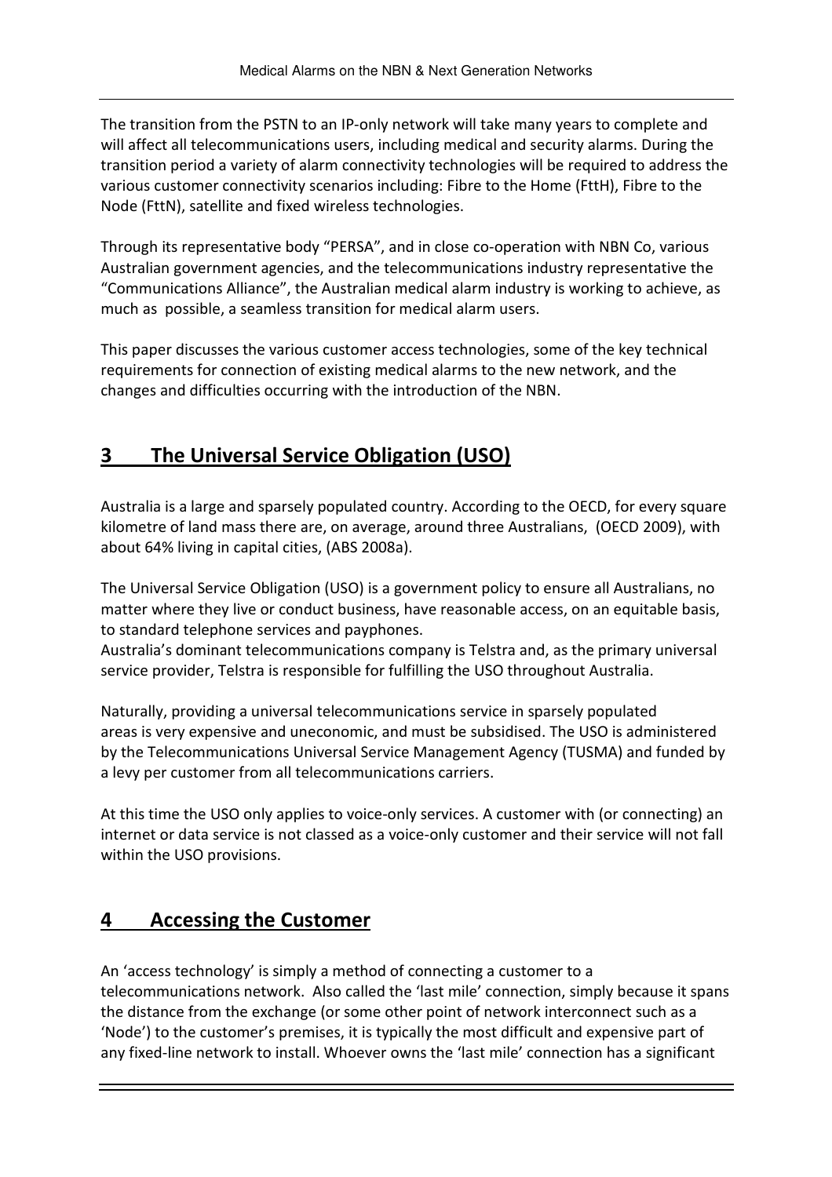The transition from the PSTN to an IP-only network will take many years to complete and will affect all telecommunications users, including medical and security alarms. During the transition period a variety of alarm connectivity technologies will be required to address the various customer connectivity scenarios including: Fibre to the Home (FttH), Fibre to the Node (FttN), satellite and fixed wireless technologies.

Through its representative body "PERSA", and in close co-operation with NBN Co, various Australian government agencies, and the telecommunications industry representative the "Communications Alliance", the Australian medical alarm industry is working to achieve, as much as possible, a seamless transition for medical alarm users.

This paper discusses the various customer access technologies, some of the key technical requirements for connection of existing medical alarms to the new network, and the changes and difficulties occurring with the introduction of the NBN.

# 3 The Universal Service Obligation (USO)

Australia is a large and sparsely populated country. According to the OECD, for every square kilometre of land mass there are, on average, around three Australians, (OECD 2009), with about 64% living in capital cities, (ABS 2008a).

The Universal Service Obligation (USO) is a government policy to ensure all Australians, no matter where they live or conduct business, have reasonable access, on an equitable basis, to standard telephone services and payphones.
Australia's dominant telecommunications company is Telstra and, as the primary universal service provider, Telstra is responsible for fulfilling the USO throughout Australia.

Naturally, providing a universal telecommunications service in sparsely populated areas is very expensive and uneconomic, and must be subsidised. The USO is administered by the Telecommunications Universal Service Management Agency (TUSMA) and funded by a levy per customer from all telecommunications carriers.

At this time the USO only applies to voice-only services. A customer with (or connecting) an internet or data service is not classed as a voice-only customer and their service will not fall within the USO provisions.

# 4 Accessing the Customer

An 'access technology' is simply a method of connecting a customer to a telecommunications network. Also called the 'last mile' connection, simply because it spans the distance from the exchange (or some other point of network interconnect such as a 'Node') to the customer's premises, it is typically the most difficult and expensive part of any fixed-line network to install. Whoever owns the 'last mile' connection has a significant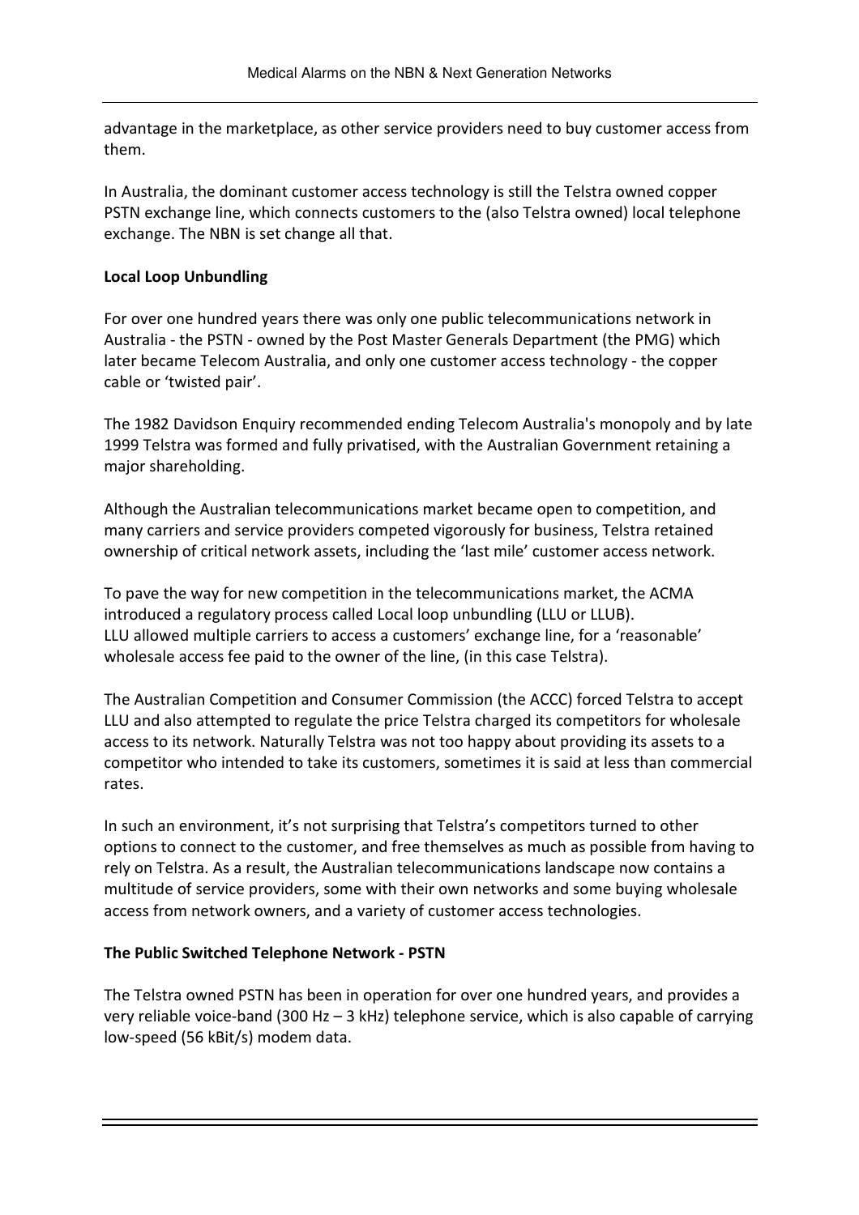advantage in the marketplace, as other service providers need to buy customer access from them.

In Australia, the dominant customer access technology is still the Telstra owned copper PSTN exchange line, which connects customers to the (also Telstra owned) local telephone exchange. The NBN is set change all that.

**Local Loop Unbundling**

For over one hundred years there was only one public telecommunications network in Australia - the PSTN - owned by the Post Master Generals Department (the PMG) which later became Telecom Australia, and only one customer access technology - the copper cable or 'twisted pair'.

The 1982 Davidson Enquiry recommended ending Telecom Australia's monopoly and by late 1999 Telstra was formed and fully privatised, with the Australian Government retaining a major shareholding.

Although the Australian telecommunications market became open to competition, and many carriers and service providers competed vigorously for business, Telstra retained ownership of critical network assets, including the 'last mile' customer access network.

To pave the way for new competition in the telecommunications market, the ACMA introduced a regulatory process called Local loop unbundling (LLU or LLUB). LLU allowed multiple carriers to access a customers' exchange line, for a 'reasonable' wholesale access fee paid to the owner of the line, (in this case Telstra).

The Australian Competition and Consumer Commission (the ACCC) forced Telstra to accept LLU and also attempted to regulate the price Telstra charged its competitors for wholesale access to its network. Naturally Telstra was not too happy about providing its assets to a competitor who intended to take its customers, sometimes it is said at less than commercial rates.

In such an environment, it's not surprising that Telstra's competitors turned to other options to connect to the customer, and free themselves as much as possible from having to rely on Telstra. As a result, the Australian telecommunications landscape now contains a multitude of service providers, some with their own networks and some buying wholesale access from network owners, and a variety of customer access technologies.

**The Public Switched Telephone Network - PSTN**

The Telstra owned PSTN has been in operation for over one hundred years, and provides a very reliable voice-band (300 Hz – 3 kHz) telephone service, which is also capable of carrying low-speed (56 kBit/s) modem data.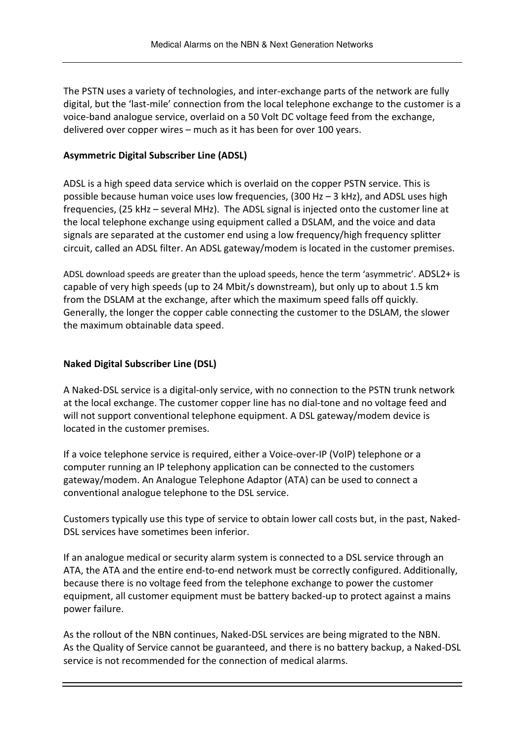The PSTN uses a variety of technologies, and inter-exchange parts of the network are fully digital, but the 'last-mile' connection from the local telephone exchange to the customer is a voice-band analogue service, overlaid on a 50 Volt DC voltage feed from the exchange, delivered over copper wires – much as it has been for over 100 years.

**Asymmetric Digital Subscriber Line (ADSL)**

ADSL is a high speed data service which is overlaid on the copper PSTN service. This is possible because human voice uses low frequencies, (300 Hz – 3 kHz), and ADSL uses high frequencies, (25 kHz – several MHz). The ADSL signal is injected onto the customer line at the local telephone exchange using equipment called a DSLAM, and the voice and data signals are separated at the customer end using a low frequency/high frequency splitter circuit, called an ADSL filter. An ADSL gateway/modem is located in the customer premises.

ADSL download speeds are greater than the upload speeds, hence the term 'asymmetric'. ADSL2+ is capable of very high speeds (up to 24 Mbit/s downstream), but only up to about 1.5 km from the DSLAM at the exchange, after which the maximum speed falls off quickly. Generally, the longer the copper cable connecting the customer to the DSLAM, the slower the maximum obtainable data speed.

**Naked Digital Subscriber Line (DSL)**

A Naked-DSL service is a digital-only service, with no connection to the PSTN trunk network at the local exchange. The customer copper line has no dial-tone and no voltage feed and will not support conventional telephone equipment. A DSL gateway/modem device is located in the customer premises.

If a voice telephone service is required, either a Voice-over-IP (VoIP) telephone or a computer running an IP telephony application can be connected to the customers gateway/modem. An Analogue Telephone Adaptor (ATA) can be used to connect a conventional analogue telephone to the DSL service.

Customers typically use this type of service to obtain lower call costs but, in the past, Naked-DSL services have sometimes been inferior.

If an analogue medical or security alarm system is connected to a DSL service through an ATA, the ATA and the entire end-to-end network must be correctly configured. Additionally, because there is no voltage feed from the telephone exchange to power the customer equipment, all customer equipment must be battery backed-up to protect against a mains power failure.

As the rollout of the NBN continues, Naked-DSL services are being migrated to the NBN. As the Quality of Service cannot be guaranteed, and there is no battery backup, a Naked-DSL service is not recommended for the connection of medical alarms.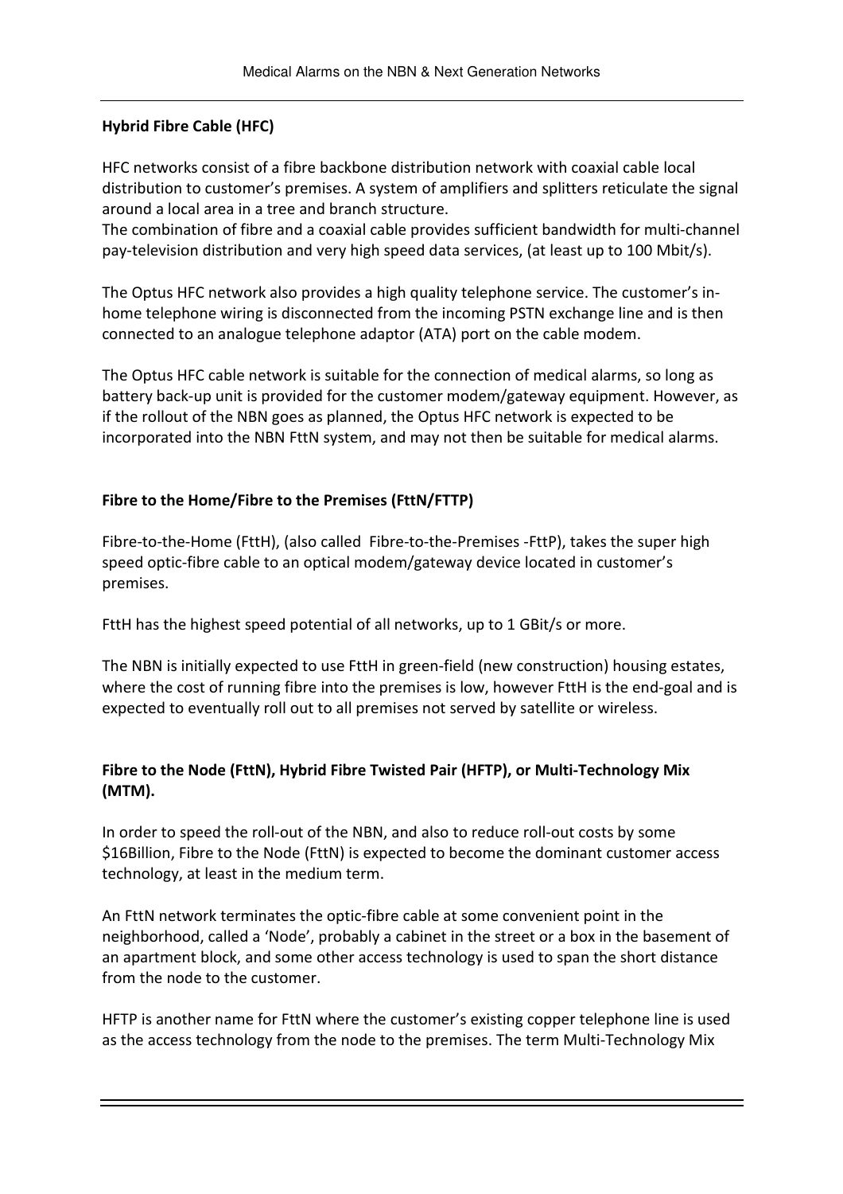**Hybrid Fibre Cable (HFC)**

HFC networks consist of a fibre backbone distribution network with coaxial cable local distribution to customer's premises. A system of amplifiers and splitters reticulate the signal around a local area in a tree and branch structure.
The combination of fibre and a coaxial cable provides sufficient bandwidth for multi-channel pay-television distribution and very high speed data services, (at least up to 100 Mbit/s).

The Optus HFC network also provides a high quality telephone service. The customer's in-home telephone wiring is disconnected from the incoming PSTN exchange line and is then connected to an analogue telephone adaptor (ATA) port on the cable modem.

The Optus HFC cable network is suitable for the connection of medical alarms, so long as battery back-up unit is provided for the customer modem/gateway equipment. However, as if the rollout of the NBN goes as planned, the Optus HFC network is expected to be incorporated into the NBN FttN system, and may not then be suitable for medical alarms.

**Fibre to the Home/Fibre to the Premises (FttN/FTTP)**

Fibre-to-the-Home (FttH), (also called Fibre-to-the-Premises -FttP), takes the super high speed optic-fibre cable to an optical modem/gateway device located in customer's premises.

FttH has the highest speed potential of all networks, up to 1 GBit/s or more.

The NBN is initially expected to use FttH in green-field (new construction) housing estates, where the cost of running fibre into the premises is low, however FttH is the end-goal and is expected to eventually roll out to all premises not served by satellite or wireless.

**Fibre to the Node (FttN), Hybrid Fibre Twisted Pair (HFTP), or Multi-Technology Mix (MTM).**

In order to speed the roll-out of the NBN, and also to reduce roll-out costs by some $16Billion, Fibre to the Node (FttN) is expected to become the dominant customer access technology, at least in the medium term.

An FttN network terminates the optic-fibre cable at some convenient point in the neighborhood, called a 'Node', probably a cabinet in the street or a box in the basement of an apartment block, and some other access technology is used to span the short distance from the node to the customer.

HFTP is another name for FttN where the customer's existing copper telephone line is used as the access technology from the node to the premises. The term Multi-Technology Mix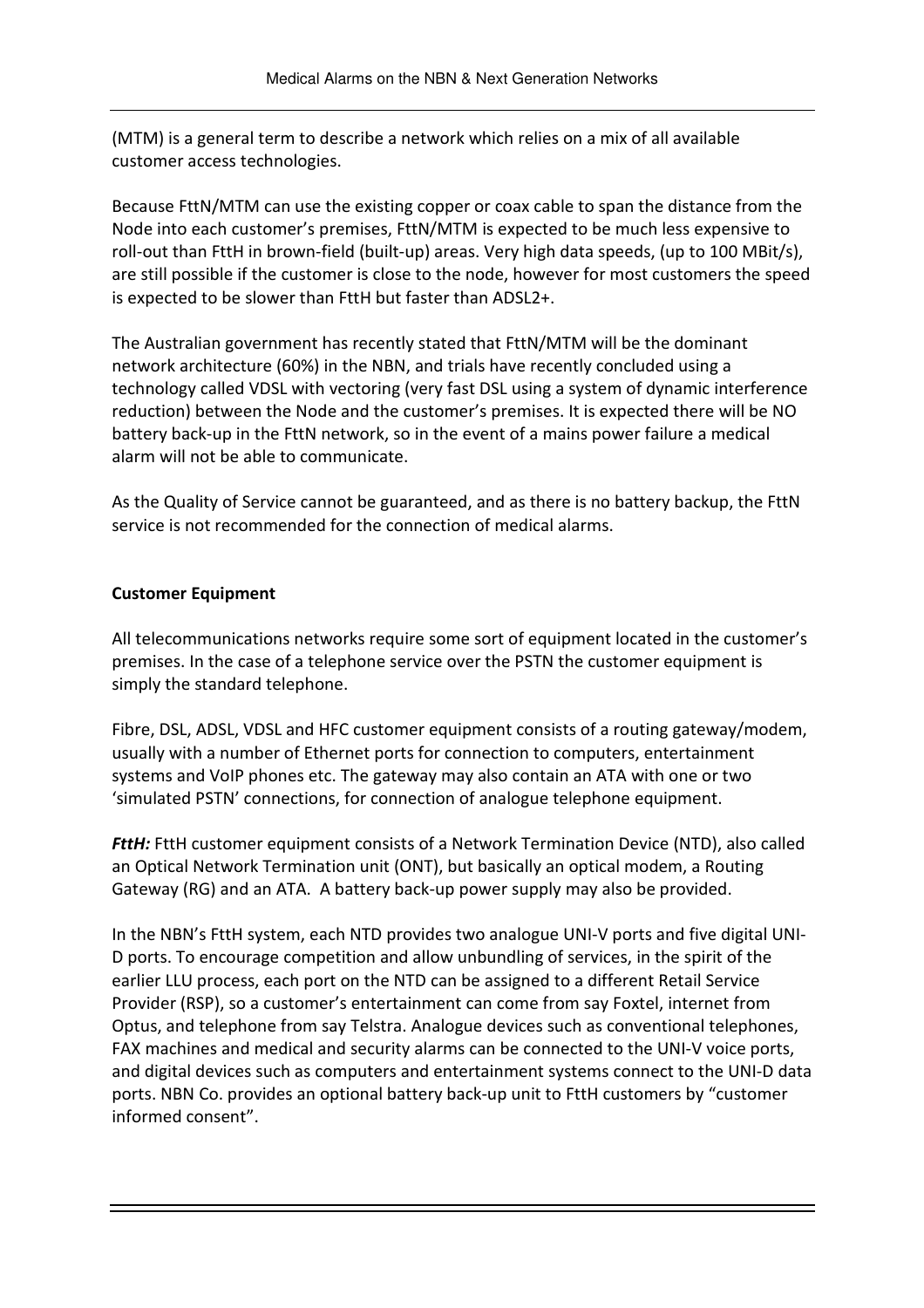(MTM) is a general term to describe a network which relies on a mix of all available customer access technologies.

Because FttN/MTM can use the existing copper or coax cable to span the distance from the Node into each customer's premises, FttN/MTM is expected to be much less expensive to roll-out than FttH in brown-field (built-up) areas. Very high data speeds, (up to 100 MBit/s), are still possible if the customer is close to the node, however for most customers the speed is expected to be slower than FttH but faster than ADSL2+.

The Australian government has recently stated that FttN/MTM will be the dominant network architecture (60%) in the NBN, and trials have recently concluded using a technology called VDSL with vectoring (very fast DSL using a system of dynamic interference reduction) between the Node and the customer's premises. It is expected there will be NO battery back-up in the FttN network, so in the event of a mains power failure a medical alarm will not be able to communicate.

As the Quality of Service cannot be guaranteed, and as there is no battery backup, the FttN service is not recommended for the connection of medical alarms.

**Customer Equipment**

All telecommunications networks require some sort of equipment located in the customer's premises. In the case of a telephone service over the PSTN the customer equipment is simply the standard telephone.

Fibre, DSL, ADSL, VDSL and HFC customer equipment consists of a routing gateway/modem, usually with a number of Ethernet ports for connection to computers, entertainment systems and VoIP phones etc. The gateway may also contain an ATA with one or two 'simulated PSTN' connections, for connection of analogue telephone equipment.

***FttH:*** FttH customer equipment consists of a Network Termination Device (NTD), also called an Optical Network Termination unit (ONT), but basically an optical modem, a Routing Gateway (RG) and an ATA. A battery back-up power supply may also be provided.

In the NBN's FttH system, each NTD provides two analogue UNI-V ports and five digital UNI-D ports. To encourage competition and allow unbundling of services, in the spirit of the earlier LLU process, each port on the NTD can be assigned to a different Retail Service Provider (RSP), so a customer's entertainment can come from say Foxtel, internet from Optus, and telephone from say Telstra. Analogue devices such as conventional telephones, FAX machines and medical and security alarms can be connected to the UNI-V voice ports, and digital devices such as computers and entertainment systems connect to the UNI-D data ports. NBN Co. provides an optional battery back-up unit to FttH customers by "customer informed consent".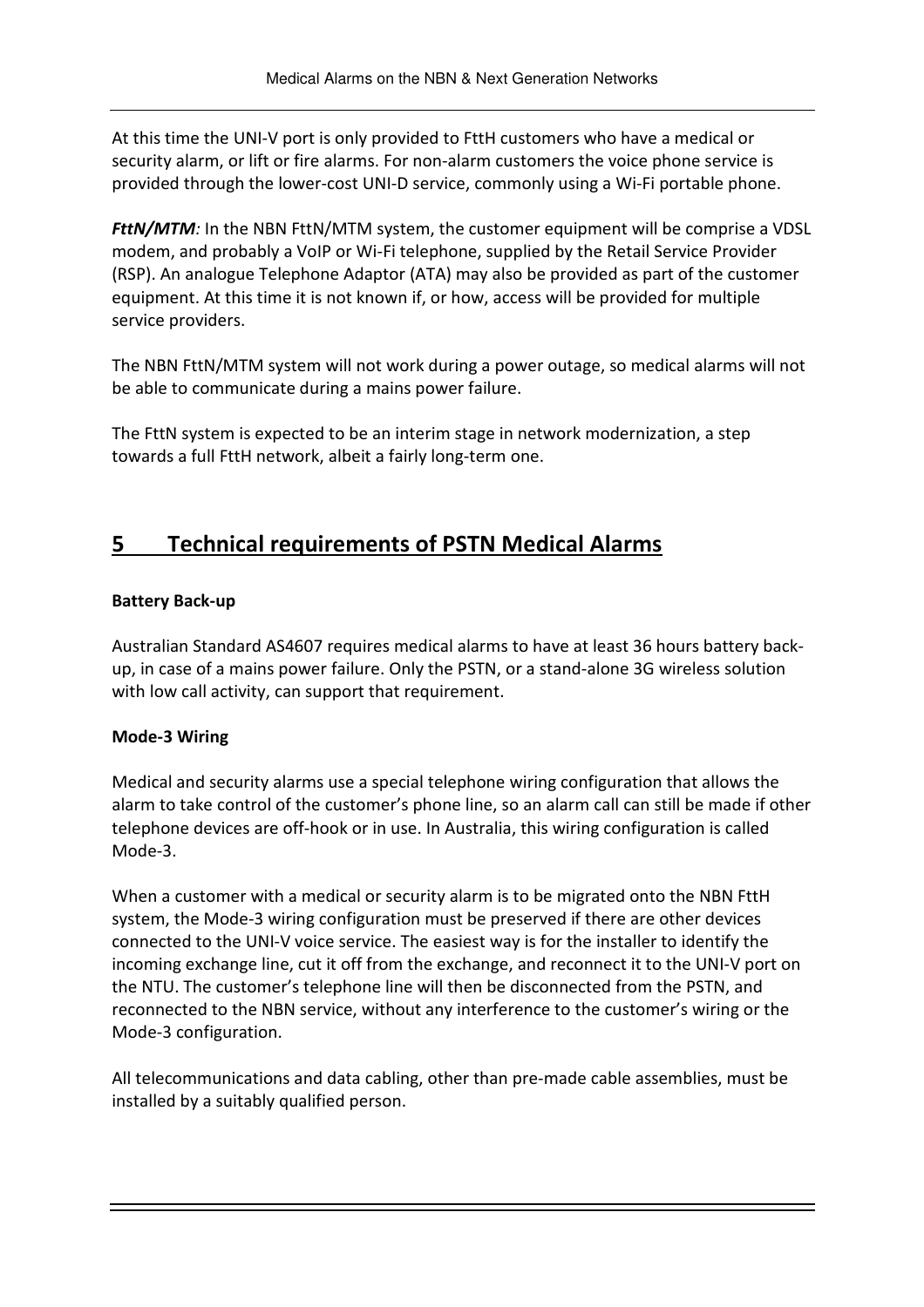At this time the UNI-V port is only provided to FttH customers who have a medical or security alarm, or lift or fire alarms. For non-alarm customers the voice phone service is provided through the lower-cost UNI-D service, commonly using a Wi-Fi portable phone.

***FttN/MTM****:* In the NBN FttN/MTM system, the customer equipment will be comprise a VDSL modem, and probably a VoIP or Wi-Fi telephone, supplied by the Retail Service Provider (RSP). An analogue Telephone Adaptor (ATA) may also be provided as part of the customer equipment. At this time it is not known if, or how, access will be provided for multiple service providers.

The NBN FttN/MTM system will not work during a power outage, so medical alarms will not be able to communicate during a mains power failure.

The FttN system is expected to be an interim stage in network modernization, a step towards a full FttH network, albeit a fairly long-term one.

# 5 Technical requirements of PSTN Medical Alarms

**Battery Back-up**

Australian Standard AS4607 requires medical alarms to have at least 36 hours battery back-up, in case of a mains power failure. Only the PSTN, or a stand-alone 3G wireless solution with low call activity, can support that requirement.

**Mode-3 Wiring**

Medical and security alarms use a special telephone wiring configuration that allows the alarm to take control of the customer's phone line, so an alarm call can still be made if other telephone devices are off-hook or in use. In Australia, this wiring configuration is called Mode-3.

When a customer with a medical or security alarm is to be migrated onto the NBN FttH system, the Mode-3 wiring configuration must be preserved if there are other devices connected to the UNI-V voice service. The easiest way is for the installer to identify the incoming exchange line, cut it off from the exchange, and reconnect it to the UNI-V port on the NTU. The customer's telephone line will then be disconnected from the PSTN, and reconnected to the NBN service, without any interference to the customer's wiring or the Mode-3 configuration.

All telecommunications and data cabling, other than pre-made cable assemblies, must be installed by a suitably qualified person.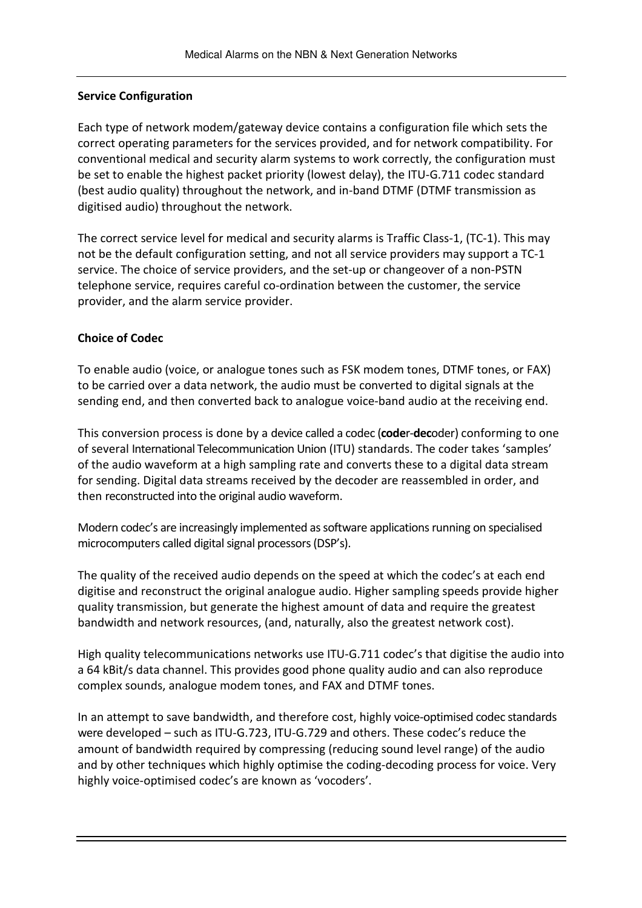**Service Configuration**

Each type of network modem/gateway device contains a configuration file which sets the correct operating parameters for the services provided, and for network compatibility. For conventional medical and security alarm systems to work correctly, the configuration must be set to enable the highest packet priority (lowest delay), the ITU-G.711 codec standard (best audio quality) throughout the network, and in-band DTMF (DTMF transmission as digitised audio) throughout the network.

The correct service level for medical and security alarms is Traffic Class-1, (TC-1). This may not be the default configuration setting, and not all service providers may support a TC-1 service. The choice of service providers, and the set-up or changeover of a non-PSTN telephone service, requires careful co-ordination between the customer, the service provider, and the alarm service provider.

**Choice of Codec**

To enable audio (voice, or analogue tones such as FSK modem tones, DTMF tones, or FAX) to be carried over a data network, the audio must be converted to digital signals at the sending end, and then converted back to analogue voice-band audio at the receiving end.

This conversion process is done by a device called a codec (**code**r-**dec**oder) conforming to one of several International Telecommunication Union (ITU) standards. The coder takes 'samples' of the audio waveform at a high sampling rate and converts these to a digital data stream for sending. Digital data streams received by the decoder are reassembled in order, and then reconstructed into the original audio waveform.

Modern codec's are increasingly implemented as software applications running on specialised microcomputers called digital signal processors (DSP's).

The quality of the received audio depends on the speed at which the codec's at each end digitise and reconstruct the original analogue audio. Higher sampling speeds provide higher quality transmission, but generate the highest amount of data and require the greatest bandwidth and network resources, (and, naturally, also the greatest network cost).

High quality telecommunications networks use ITU-G.711 codec's that digitise the audio into a 64 kBit/s data channel. This provides good phone quality audio and can also reproduce complex sounds, analogue modem tones, and FAX and DTMF tones.

In an attempt to save bandwidth, and therefore cost, highly voice-optimised codec standards were developed – such as ITU-G.723, ITU-G.729 and others. These codec's reduce the amount of bandwidth required by compressing (reducing sound level range) of the audio and by other techniques which highly optimise the coding-decoding process for voice. Very highly voice-optimised codec's are known as 'vocoders'.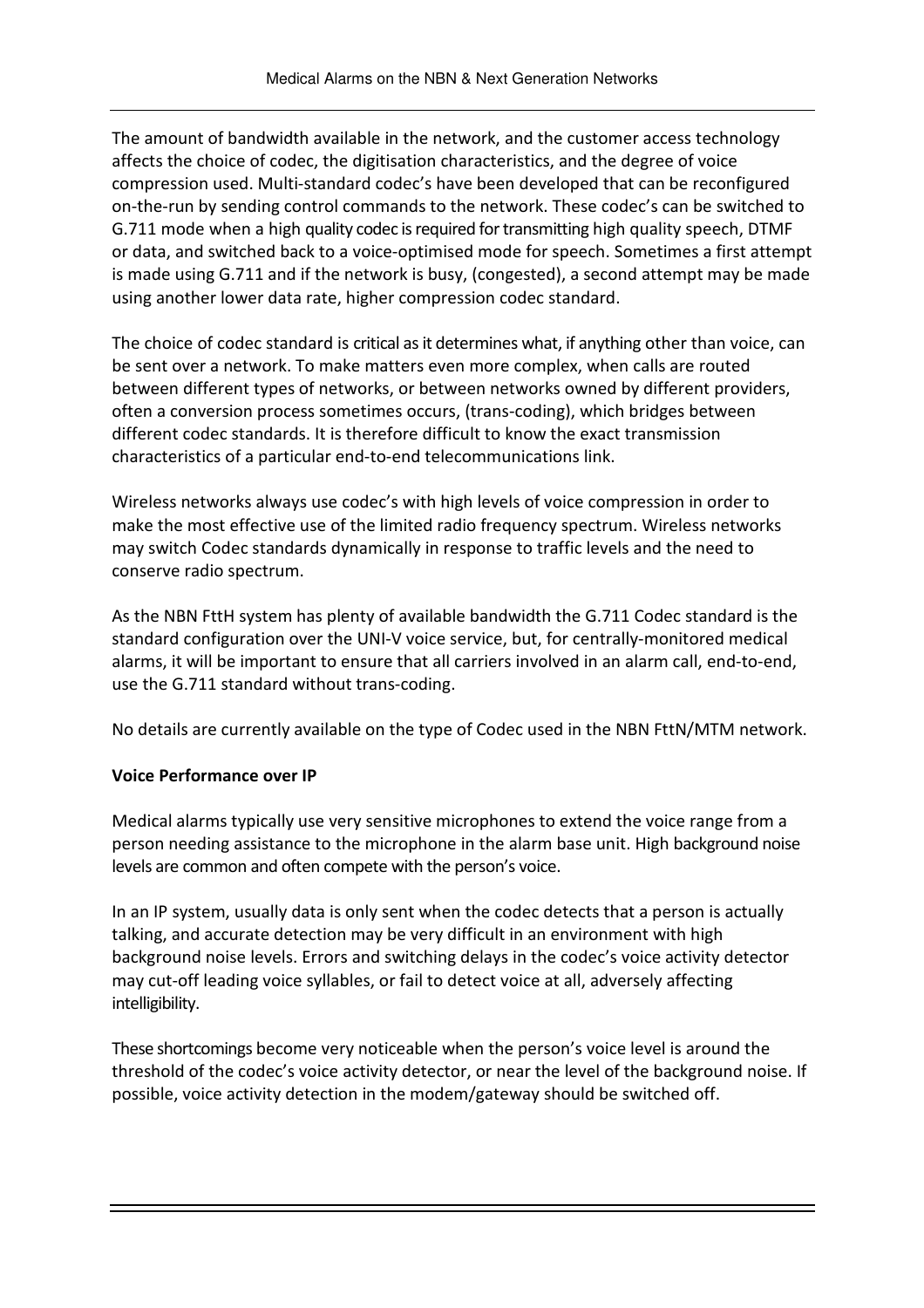The amount of bandwidth available in the network, and the customer access technology affects the choice of codec, the digitisation characteristics, and the degree of voice compression used. Multi-standard codec's have been developed that can be reconfigured on-the-run by sending control commands to the network. These codec's can be switched to G.711 mode when a high quality codec is required for transmitting high quality speech, DTMF or data, and switched back to a voice-optimised mode for speech. Sometimes a first attempt is made using G.711 and if the network is busy, (congested), a second attempt may be made using another lower data rate, higher compression codec standard.

The choice of codec standard is critical as it determines what, if anything other than voice, can be sent over a network. To make matters even more complex, when calls are routed between different types of networks, or between networks owned by different providers, often a conversion process sometimes occurs, (trans-coding), which bridges between different codec standards. It is therefore difficult to know the exact transmission characteristics of a particular end-to-end telecommunications link.

Wireless networks always use codec's with high levels of voice compression in order to make the most effective use of the limited radio frequency spectrum. Wireless networks may switch Codec standards dynamically in response to traffic levels and the need to conserve radio spectrum.

As the NBN FttH system has plenty of available bandwidth the G.711 Codec standard is the standard configuration over the UNI-V voice service, but, for centrally-monitored medical alarms, it will be important to ensure that all carriers involved in an alarm call, end-to-end, use the G.711 standard without trans-coding.

No details are currently available on the type of Codec used in the NBN FttN/MTM network.

**Voice Performance over IP**

Medical alarms typically use very sensitive microphones to extend the voice range from a person needing assistance to the microphone in the alarm base unit. High background noise levels are common and often compete with the person's voice.

In an IP system, usually data is only sent when the codec detects that a person is actually talking, and accurate detection may be very difficult in an environment with high background noise levels. Errors and switching delays in the codec's voice activity detector may cut-off leading voice syllables, or fail to detect voice at all, adversely affecting intelligibility.

These shortcomings become very noticeable when the person's voice level is around the threshold of the codec's voice activity detector, or near the level of the background noise. If possible, voice activity detection in the modem/gateway should be switched off.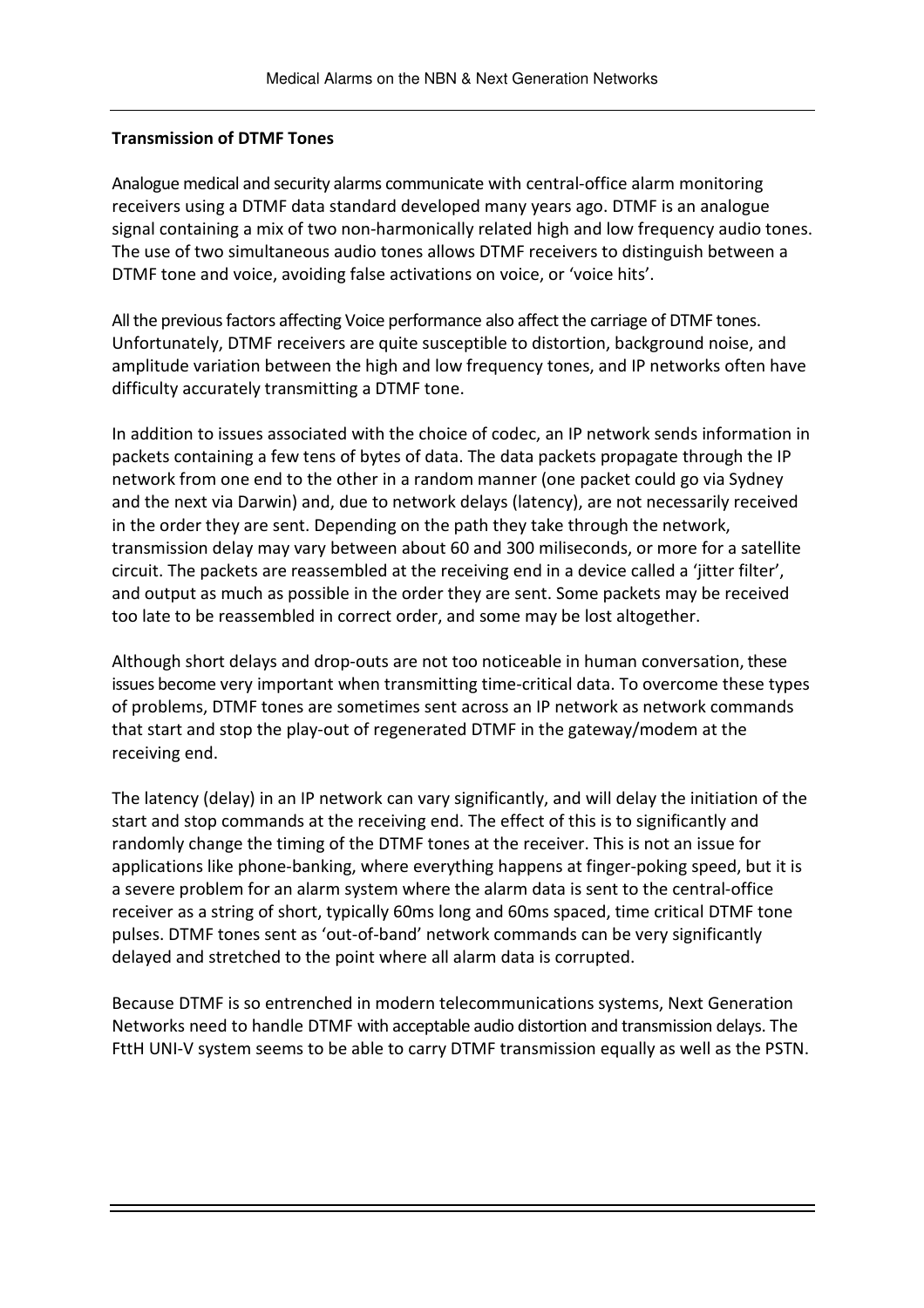**Transmission of DTMF Tones**

Analogue medical and security alarms communicate with central-office alarm monitoring receivers using a DTMF data standard developed many years ago. DTMF is an analogue signal containing a mix of two non-harmonically related high and low frequency audio tones. The use of two simultaneous audio tones allows DTMF receivers to distinguish between a DTMF tone and voice, avoiding false activations on voice, or 'voice hits'.

All the previous factors affecting Voice performance also affect the carriage of DTMF tones. Unfortunately, DTMF receivers are quite susceptible to distortion, background noise, and amplitude variation between the high and low frequency tones, and IP networks often have difficulty accurately transmitting a DTMF tone.

In addition to issues associated with the choice of codec, an IP network sends information in packets containing a few tens of bytes of data. The data packets propagate through the IP network from one end to the other in a random manner (one packet could go via Sydney and the next via Darwin) and, due to network delays (latency), are not necessarily received in the order they are sent. Depending on the path they take through the network, transmission delay may vary between about 60 and 300 miliseconds, or more for a satellite circuit. The packets are reassembled at the receiving end in a device called a 'jitter filter', and output as much as possible in the order they are sent. Some packets may be received too late to be reassembled in correct order, and some may be lost altogether.

Although short delays and drop-outs are not too noticeable in human conversation, these issues become very important when transmitting time-critical data. To overcome these types of problems, DTMF tones are sometimes sent across an IP network as network commands that start and stop the play-out of regenerated DTMF in the gateway/modem at the receiving end.

The latency (delay) in an IP network can vary significantly, and will delay the initiation of the start and stop commands at the receiving end. The effect of this is to significantly and randomly change the timing of the DTMF tones at the receiver. This is not an issue for applications like phone-banking, where everything happens at finger-poking speed, but it is a severe problem for an alarm system where the alarm data is sent to the central-office receiver as a string of short, typically 60ms long and 60ms spaced, time critical DTMF tone pulses. DTMF tones sent as 'out-of-band' network commands can be very significantly delayed and stretched to the point where all alarm data is corrupted.

Because DTMF is so entrenched in modern telecommunications systems, Next Generation Networks need to handle DTMF with acceptable audio distortion and transmission delays. The FttH UNI-V system seems to be able to carry DTMF transmission equally as well as the PSTN.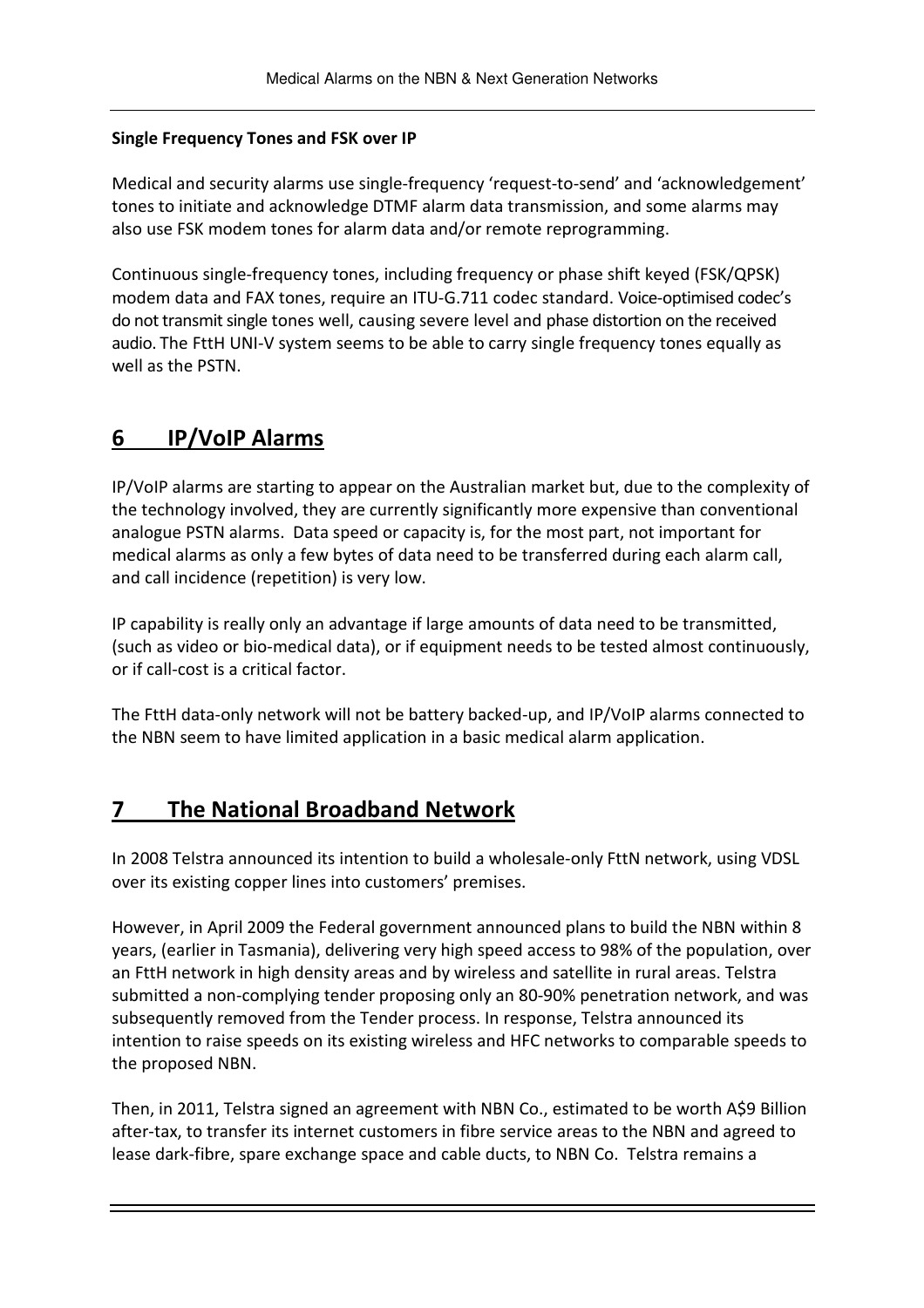**Single Frequency Tones and FSK over IP**

Medical and security alarms use single-frequency 'request-to-send' and 'acknowledgement' tones to initiate and acknowledge DTMF alarm data transmission, and some alarms may also use FSK modem tones for alarm data and/or remote reprogramming.

Continuous single-frequency tones, including frequency or phase shift keyed (FSK/QPSK) modem data and FAX tones, require an ITU-G.711 codec standard. Voice-optimised codec's do not transmit single tones well, causing severe level and phase distortion on the received audio. The FttH UNI-V system seems to be able to carry single frequency tones equally as well as the PSTN.

## 6 IP/VoIP Alarms

IP/VoIP alarms are starting to appear on the Australian market but, due to the complexity of the technology involved, they are currently significantly more expensive than conventional analogue PSTN alarms. Data speed or capacity is, for the most part, not important for medical alarms as only a few bytes of data need to be transferred during each alarm call, and call incidence (repetition) is very low.

IP capability is really only an advantage if large amounts of data need to be transmitted, (such as video or bio-medical data), or if equipment needs to be tested almost continuously, or if call-cost is a critical factor.

The FttH data-only network will not be battery backed-up, and IP/VoIP alarms connected to the NBN seem to have limited application in a basic medical alarm application.

## 7 The National Broadband Network

In 2008 Telstra announced its intention to build a wholesale-only FttN network, using VDSL over its existing copper lines into customers' premises.

However, in April 2009 the Federal government announced plans to build the NBN within 8 years, (earlier in Tasmania), delivering very high speed access to 98% of the population, over an FttH network in high density areas and by wireless and satellite in rural areas. Telstra submitted a non-complying tender proposing only an 80-90% penetration network, and was subsequently removed from the Tender process. In response, Telstra announced its intention to raise speeds on its existing wireless and HFC networks to comparable speeds to the proposed NBN.

Then, in 2011, Telstra signed an agreement with NBN Co., estimated to be worth A$9 Billion after-tax, to transfer its internet customers in fibre service areas to the NBN and agreed to lease dark-fibre, spare exchange space and cable ducts, to NBN Co. Telstra remains a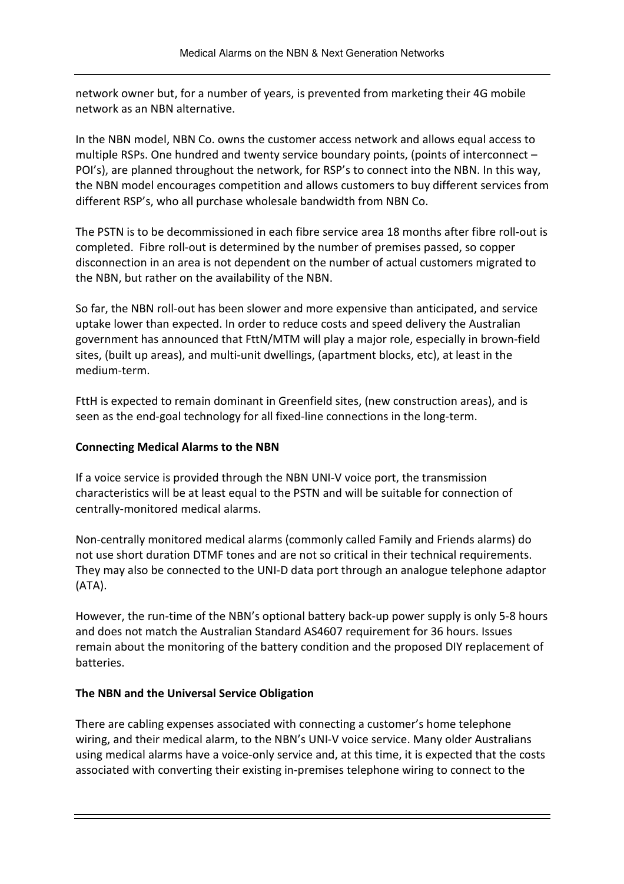network owner but, for a number of years, is prevented from marketing their 4G mobile network as an NBN alternative.

In the NBN model, NBN Co. owns the customer access network and allows equal access to multiple RSPs. One hundred and twenty service boundary points, (points of interconnect – POI's), are planned throughout the network, for RSP's to connect into the NBN. In this way, the NBN model encourages competition and allows customers to buy different services from different RSP's, who all purchase wholesale bandwidth from NBN Co.

The PSTN is to be decommissioned in each fibre service area 18 months after fibre roll-out is completed. Fibre roll-out is determined by the number of premises passed, so copper disconnection in an area is not dependent on the number of actual customers migrated to the NBN, but rather on the availability of the NBN.

So far, the NBN roll-out has been slower and more expensive than anticipated, and service uptake lower than expected. In order to reduce costs and speed delivery the Australian government has announced that FttN/MTM will play a major role, especially in brown-field sites, (built up areas), and multi-unit dwellings, (apartment blocks, etc), at least in the medium-term.

FttH is expected to remain dominant in Greenfield sites, (new construction areas), and is seen as the end-goal technology for all fixed-line connections in the long-term.

**Connecting Medical Alarms to the NBN**

If a voice service is provided through the NBN UNI-V voice port, the transmission characteristics will be at least equal to the PSTN and will be suitable for connection of centrally-monitored medical alarms.

Non-centrally monitored medical alarms (commonly called Family and Friends alarms) do not use short duration DTMF tones and are not so critical in their technical requirements. They may also be connected to the UNI-D data port through an analogue telephone adaptor (ATA).

However, the run-time of the NBN's optional battery back-up power supply is only 5-8 hours and does not match the Australian Standard AS4607 requirement for 36 hours. Issues remain about the monitoring of the battery condition and the proposed DIY replacement of batteries.

**The NBN and the Universal Service Obligation**

There are cabling expenses associated with connecting a customer's home telephone wiring, and their medical alarm, to the NBN's UNI-V voice service. Many older Australians using medical alarms have a voice-only service and, at this time, it is expected that the costs associated with converting their existing in-premises telephone wiring to connect to the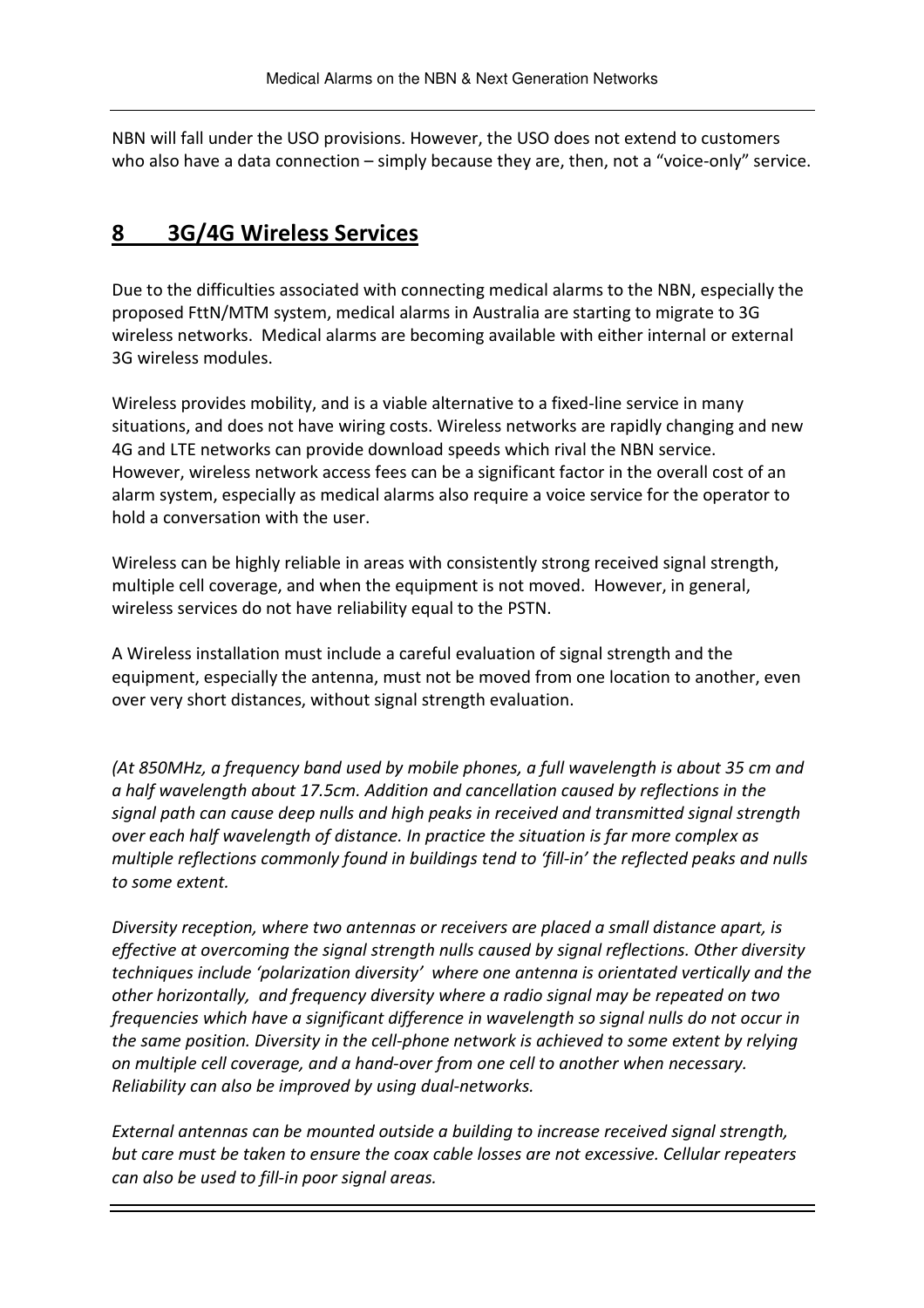NBN will fall under the USO provisions. However, the USO does not extend to customers who also have a data connection – simply because they are, then, not a "voice-only" service.

## 8 3G/4G Wireless Services

Due to the difficulties associated with connecting medical alarms to the NBN, especially the proposed FttN/MTM system, medical alarms in Australia are starting to migrate to 3G wireless networks. Medical alarms are becoming available with either internal or external 3G wireless modules.

Wireless provides mobility, and is a viable alternative to a fixed-line service in many situations, and does not have wiring costs. Wireless networks are rapidly changing and new 4G and LTE networks can provide download speeds which rival the NBN service. However, wireless network access fees can be a significant factor in the overall cost of an alarm system, especially as medical alarms also require a voice service for the operator to hold a conversation with the user.

Wireless can be highly reliable in areas with consistently strong received signal strength, multiple cell coverage, and when the equipment is not moved. However, in general, wireless services do not have reliability equal to the PSTN.

A Wireless installation must include a careful evaluation of signal strength and the equipment, especially the antenna, must not be moved from one location to another, even over very short distances, without signal strength evaluation.

*(At 850MHz, a frequency band used by mobile phones, a full wavelength is about 35 cm and a half wavelength about 17.5cm. Addition and cancellation caused by reflections in the signal path can cause deep nulls and high peaks in received and transmitted signal strength over each half wavelength of distance. In practice the situation is far more complex as multiple reflections commonly found in buildings tend to 'fill-in' the reflected peaks and nulls to some extent.*

*Diversity reception, where two antennas or receivers are placed a small distance apart, is effective at overcoming the signal strength nulls caused by signal reflections. Other diversity techniques include 'polarization diversity' where one antenna is orientated vertically and the other horizontally, and frequency diversity where a radio signal may be repeated on two frequencies which have a significant difference in wavelength so signal nulls do not occur in the same position. Diversity in the cell-phone network is achieved to some extent by relying on multiple cell coverage, and a hand-over from one cell to another when necessary. Reliability can also be improved by using dual-networks.*

*External antennas can be mounted outside a building to increase received signal strength, but care must be taken to ensure the coax cable losses are not excessive. Cellular repeaters can also be used to fill-in poor signal areas.*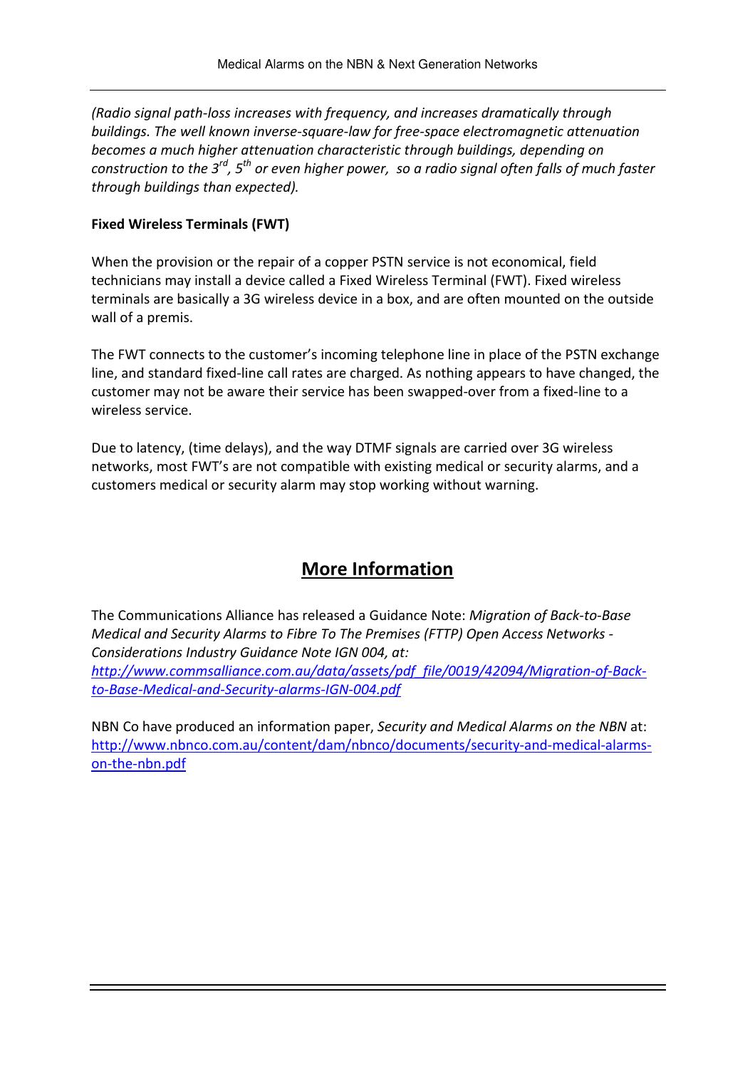*(Radio signal path-loss increases with frequency, and increases dramatically through buildings. The well known inverse-square-law for free-space electromagnetic attenuation becomes a much higher attenuation characteristic through buildings, depending on construction to the 3rd, 5th or even higher power, so a radio signal often falls of much faster through buildings than expected).*

**Fixed Wireless Terminals (FWT)**

When the provision or the repair of a copper PSTN service is not economical, field technicians may install a device called a Fixed Wireless Terminal (FWT). Fixed wireless terminals are basically a 3G wireless device in a box, and are often mounted on the outside wall of a premis.

The FWT connects to the customer's incoming telephone line in place of the PSTN exchange line, and standard fixed-line call rates are charged. As nothing appears to have changed, the customer may not be aware their service has been swapped-over from a fixed-line to a wireless service.

Due to latency, (time delays), and the way DTMF signals are carried over 3G wireless networks, most FWT's are not compatible with existing medical or security alarms, and a customers medical or security alarm may stop working without warning.

## More Information

The Communications Alliance has released a Guidance Note: *Migration of Back-to-Base Medical and Security Alarms to Fibre To The Premises (FTTP) Open Access Networks - Considerations Industry Guidance Note IGN 004, at:*
*http://www.commsalliance.com.au/data/assets/pdf_file/0019/42094/Migration-of-Back-to-Base-Medical-and-Security-alarms-IGN-004.pdf*

NBN Co have produced an information paper, *Security and Medical Alarms on the NBN* at:
http://www.nbnco.com.au/content/dam/nbnco/documents/security-and-medical-alarms-on-the-nbn.pdf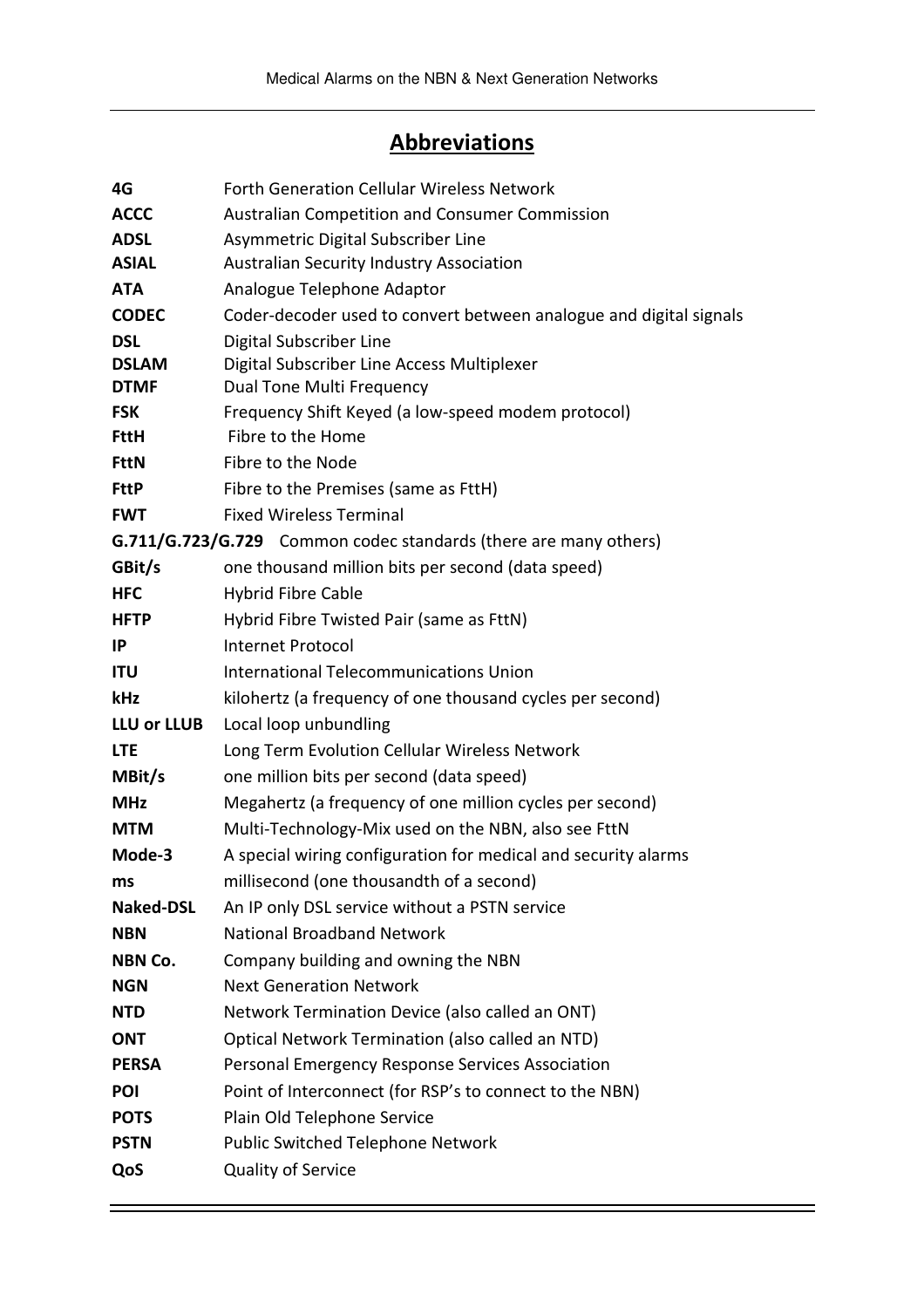## Abbreviations

| | |
|---|---|
| **4G** | Forth Generation Cellular Wireless Network |
| **ACCC** | Australian Competition and Consumer Commission |
| **ADSL** | Asymmetric Digital Subscriber Line |
| **ASIAL** | Australian Security Industry Association |
| **ATA** | Analogue Telephone Adaptor |
| **CODEC** | Coder-decoder used to convert between analogue and digital signals |
| **DSL** | Digital Subscriber Line |
| **DSLAM** | Digital Subscriber Line Access Multiplexer |
| **DTMF** | Dual Tone Multi Frequency |
| **FSK** | Frequency Shift Keyed (a low-speed modem protocol) |
| **FttH** | Fibre to the Home |
| **FttN** | Fibre to the Node |
| **FttP** | Fibre to the Premises (same as FttH) |
| **FWT** | Fixed Wireless Terminal |
| **G.711/G.723/G.729** | Common codec standards (there are many others) |
| **GBit/s** | one thousand million bits per second (data speed) |
| **HFC** | Hybrid Fibre Cable |
| **HFTP** | Hybrid Fibre Twisted Pair (same as FttN) |
| **IP** | Internet Protocol |
| **ITU** | International Telecommunications Union |
| **kHz** | kilohertz (a frequency of one thousand cycles per second) |
| **LLU or LLUB** | Local loop unbundling |
| **LTE** | Long Term Evolution Cellular Wireless Network |
| **MBit/s** | one million bits per second (data speed) |
| **MHz** | Megahertz (a frequency of one million cycles per second) |
| **MTM** | Multi-Technology-Mix used on the NBN, also see FttN |
| **Mode-3** | A special wiring configuration for medical and security alarms |
| **ms** | millisecond (one thousandth of a second) |
| **Naked-DSL** | An IP only DSL service without a PSTN service |
| **NBN** | National Broadband Network |
| **NBN Co.** | Company building and owning the NBN |
| **NGN** | Next Generation Network |
| **NTD** | Network Termination Device (also called an ONT) |
| **ONT** | Optical Network Termination (also called an NTD) |
| **PERSA** | Personal Emergency Response Services Association |
| **POI** | Point of Interconnect (for RSP's to connect to the NBN) |
| **POTS** | Plain Old Telephone Service |
| **PSTN** | Public Switched Telephone Network |
| **QoS** | Quality of Service |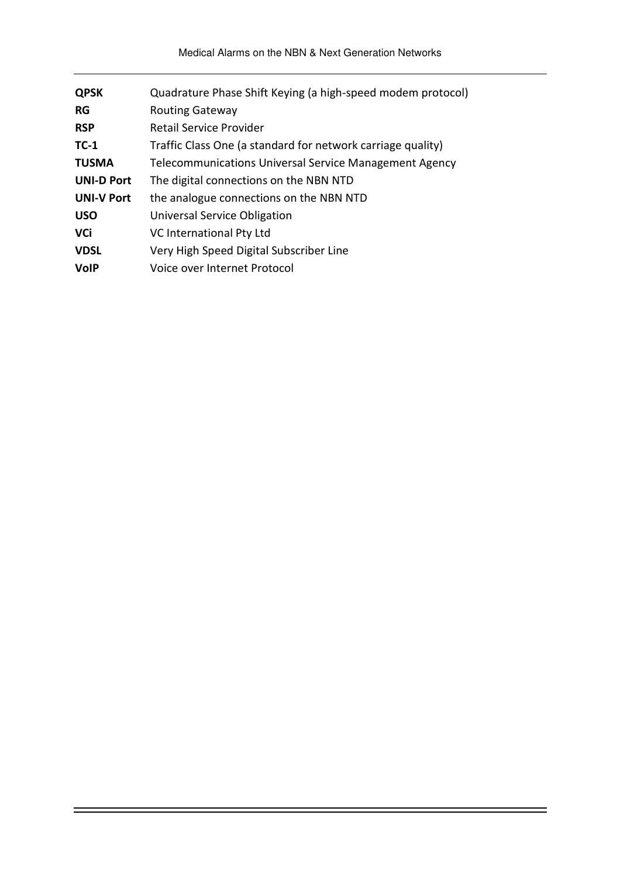| | |
|---|---|
| **QPSK** | Quadrature Phase Shift Keying (a high-speed modem protocol) |
| **RG** | Routing Gateway |
| **RSP** | Retail Service Provider |
| **TC-1** | Traffic Class One (a standard for network carriage quality) |
| **TUSMA** | Telecommunications Universal Service Management Agency |
| **UNI-D Port** | The digital connections on the NBN NTD |
| **UNI-V Port** | the analogue connections on the NBN NTD |
| **USO** | Universal Service Obligation |
| **VCi** | VC International Pty Ltd |
| **VDSL** | Very High Speed Digital Subscriber Line |
| **VoIP** | Voice over Internet Protocol |